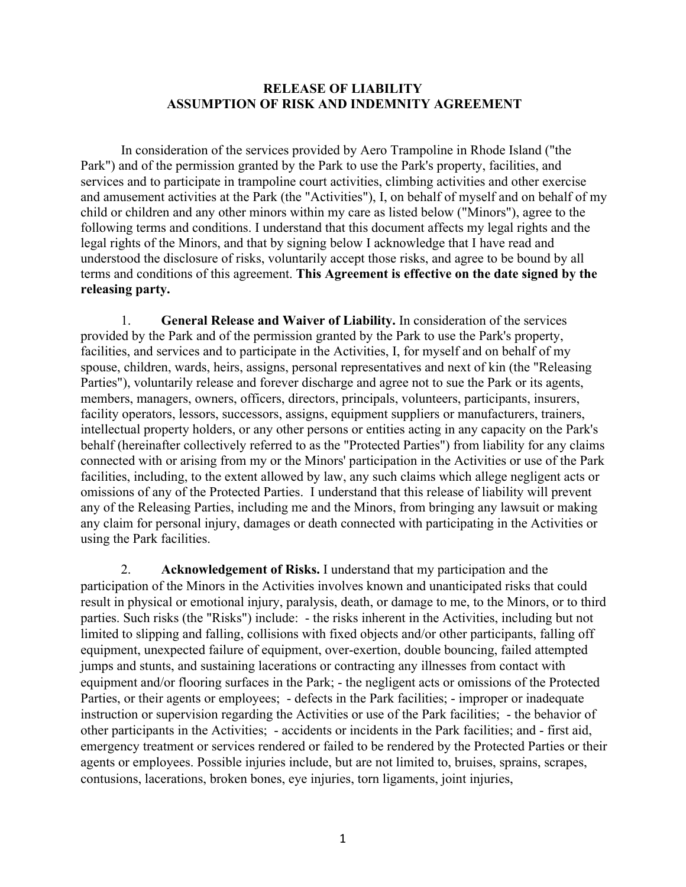**RELEASE OF LIABILITY**
**ASSUMPTION OF RISK AND INDEMNITY AGREEMENT**

In consideration of the services provided by Aero Trampoline in Rhode Island ("the Park") and of the permission granted by the Park to use the Park's property, facilities, and services and to participate in trampoline court activities, climbing activities and other exercise and amusement activities at the Park (the "Activities"), I, on behalf of myself and on behalf of my child or children and any other minors within my care as listed below ("Minors"), agree to the following terms and conditions. I understand that this document affects my legal rights and the legal rights of the Minors, and that by signing below I acknowledge that I have read and understood the disclosure of risks, voluntarily accept those risks, and agree to be bound by all terms and conditions of this agreement. **This Agreement is effective on the date signed by the releasing party.**

1. **General Release and Waiver of Liability.** In consideration of the services provided by the Park and of the permission granted by the Park to use the Park's property, facilities, and services and to participate in the Activities, I, for myself and on behalf of my spouse, children, wards, heirs, assigns, personal representatives and next of kin (the "Releasing Parties"), voluntarily release and forever discharge and agree not to sue the Park or its agents, members, managers, owners, officers, directors, principals, volunteers, participants, insurers, facility operators, lessors, successors, assigns, equipment suppliers or manufacturers, trainers, intellectual property holders, or any other persons or entities acting in any capacity on the Park's behalf (hereinafter collectively referred to as the "Protected Parties") from liability for any claims connected with or arising from my or the Minors' participation in the Activities or use of the Park facilities, including, to the extent allowed by law, any such claims which allege negligent acts or omissions of any of the Protected Parties. I understand that this release of liability will prevent any of the Releasing Parties, including me and the Minors, from bringing any lawsuit or making any claim for personal injury, damages or death connected with participating in the Activities or using the Park facilities.

2. **Acknowledgement of Risks.** I understand that my participation and the participation of the Minors in the Activities involves known and unanticipated risks that could result in physical or emotional injury, paralysis, death, or damage to me, to the Minors, or to third parties. Such risks (the "Risks") include: - the risks inherent in the Activities, including but not limited to slipping and falling, collisions with fixed objects and/or other participants, falling off equipment, unexpected failure of equipment, over-exertion, double bouncing, failed attempted jumps and stunts, and sustaining lacerations or contracting any illnesses from contact with equipment and/or flooring surfaces in the Park; - the negligent acts or omissions of the Protected Parties, or their agents or employees; - defects in the Park facilities; - improper or inadequate instruction or supervision regarding the Activities or use of the Park facilities; - the behavior of other participants in the Activities; - accidents or incidents in the Park facilities; and - first aid, emergency treatment or services rendered or failed to be rendered by the Protected Parties or their agents or employees. Possible injuries include, but are not limited to, bruises, sprains, scrapes, contusions, lacerations, broken bones, eye injuries, torn ligaments, joint injuries,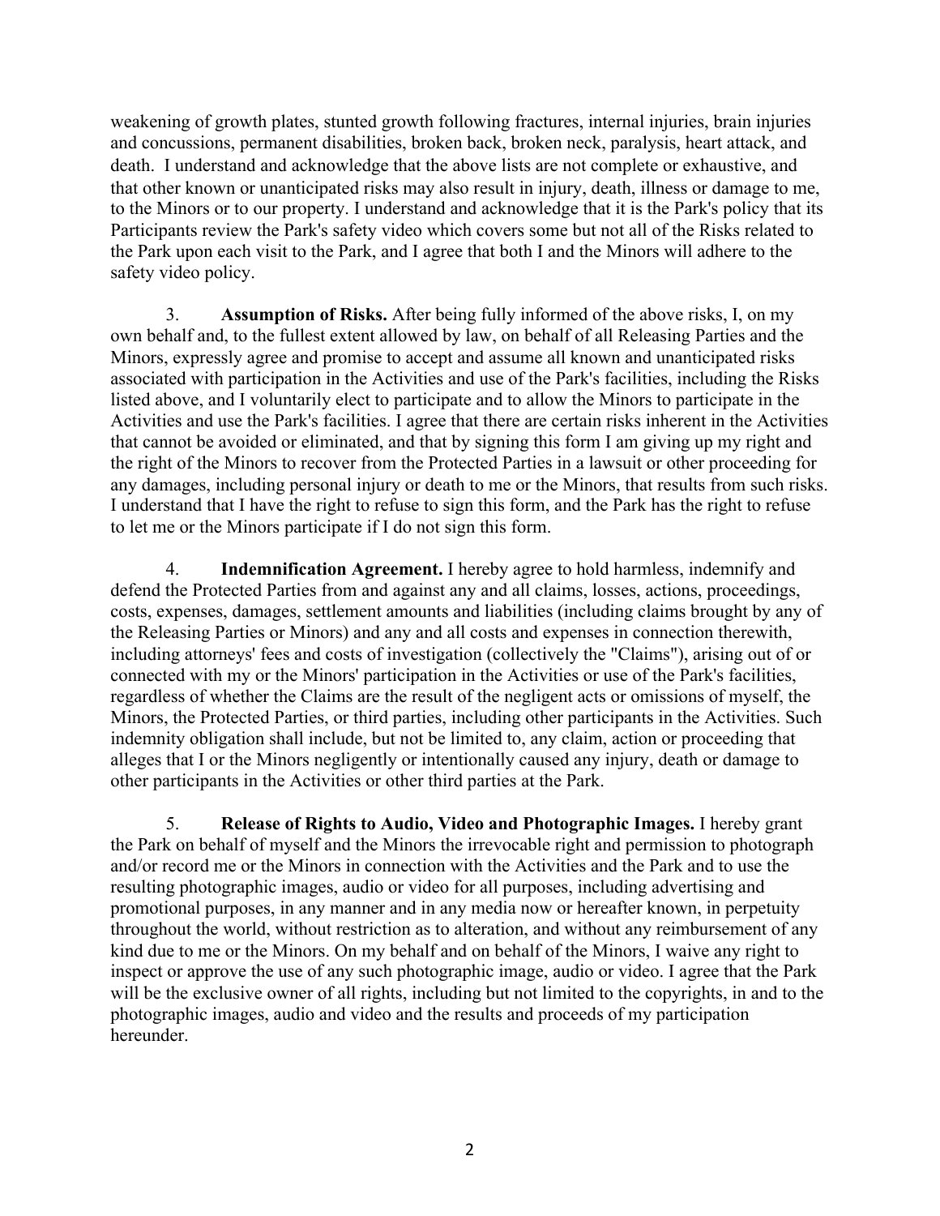weakening of growth plates, stunted growth following fractures, internal injuries, brain injuries and concussions, permanent disabilities, broken back, broken neck, paralysis, heart attack, and death. I understand and acknowledge that the above lists are not complete or exhaustive, and that other known or unanticipated risks may also result in injury, death, illness or damage to me, to the Minors or to our property. I understand and acknowledge that it is the Park's policy that its Participants review the Park's safety video which covers some but not all of the Risks related to the Park upon each visit to the Park, and I agree that both I and the Minors will adhere to the safety video policy.

3. **Assumption of Risks.** After being fully informed of the above risks, I, on my own behalf and, to the fullest extent allowed by law, on behalf of all Releasing Parties and the Minors, expressly agree and promise to accept and assume all known and unanticipated risks associated with participation in the Activities and use of the Park's facilities, including the Risks listed above, and I voluntarily elect to participate and to allow the Minors to participate in the Activities and use the Park's facilities. I agree that there are certain risks inherent in the Activities that cannot be avoided or eliminated, and that by signing this form I am giving up my right and the right of the Minors to recover from the Protected Parties in a lawsuit or other proceeding for any damages, including personal injury or death to me or the Minors, that results from such risks. I understand that I have the right to refuse to sign this form, and the Park has the right to refuse to let me or the Minors participate if I do not sign this form.

4. **Indemnification Agreement.** I hereby agree to hold harmless, indemnify and defend the Protected Parties from and against any and all claims, losses, actions, proceedings, costs, expenses, damages, settlement amounts and liabilities (including claims brought by any of the Releasing Parties or Minors) and any and all costs and expenses in connection therewith, including attorneys' fees and costs of investigation (collectively the "Claims"), arising out of or connected with my or the Minors' participation in the Activities or use of the Park's facilities, regardless of whether the Claims are the result of the negligent acts or omissions of myself, the Minors, the Protected Parties, or third parties, including other participants in the Activities. Such indemnity obligation shall include, but not be limited to, any claim, action or proceeding that alleges that I or the Minors negligently or intentionally caused any injury, death or damage to other participants in the Activities or other third parties at the Park.

5. **Release of Rights to Audio, Video and Photographic Images.** I hereby grant the Park on behalf of myself and the Minors the irrevocable right and permission to photograph and/or record me or the Minors in connection with the Activities and the Park and to use the resulting photographic images, audio or video for all purposes, including advertising and promotional purposes, in any manner and in any media now or hereafter known, in perpetuity throughout the world, without restriction as to alteration, and without any reimbursement of any kind due to me or the Minors. On my behalf and on behalf of the Minors, I waive any right to inspect or approve the use of any such photographic image, audio or video. I agree that the Park will be the exclusive owner of all rights, including but not limited to the copyrights, in and to the photographic images, audio and video and the results and proceeds of my participation hereunder.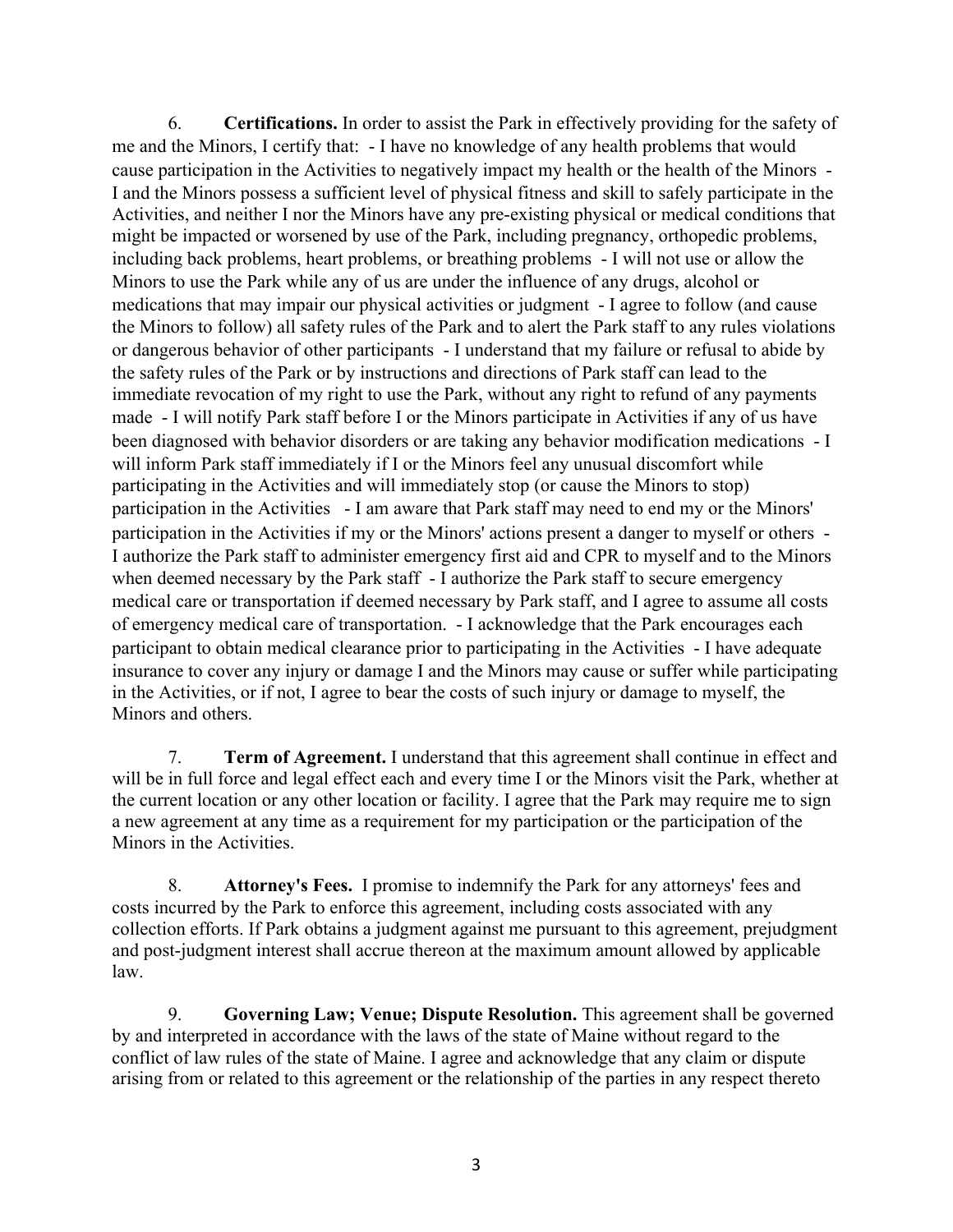6. **Certifications.** In order to assist the Park in effectively providing for the safety of me and the Minors, I certify that: - I have no knowledge of any health problems that would cause participation in the Activities to negatively impact my health or the health of the Minors - I and the Minors possess a sufficient level of physical fitness and skill to safely participate in the Activities, and neither I nor the Minors have any pre-existing physical or medical conditions that might be impacted or worsened by use of the Park, including pregnancy, orthopedic problems, including back problems, heart problems, or breathing problems - I will not use or allow the Minors to use the Park while any of us are under the influence of any drugs, alcohol or medications that may impair our physical activities or judgment - I agree to follow (and cause the Minors to follow) all safety rules of the Park and to alert the Park staff to any rules violations or dangerous behavior of other participants - I understand that my failure or refusal to abide by the safety rules of the Park or by instructions and directions of Park staff can lead to the immediate revocation of my right to use the Park, without any right to refund of any payments made - I will notify Park staff before I or the Minors participate in Activities if any of us have been diagnosed with behavior disorders or are taking any behavior modification medications - I will inform Park staff immediately if I or the Minors feel any unusual discomfort while participating in the Activities and will immediately stop (or cause the Minors to stop) participation in the Activities - I am aware that Park staff may need to end my or the Minors' participation in the Activities if my or the Minors' actions present a danger to myself or others - I authorize the Park staff to administer emergency first aid and CPR to myself and to the Minors when deemed necessary by the Park staff - I authorize the Park staff to secure emergency medical care or transportation if deemed necessary by Park staff, and I agree to assume all costs of emergency medical care of transportation. - I acknowledge that the Park encourages each participant to obtain medical clearance prior to participating in the Activities - I have adequate insurance to cover any injury or damage I and the Minors may cause or suffer while participating in the Activities, or if not, I agree to bear the costs of such injury or damage to myself, the Minors and others.

7. **Term of Agreement.** I understand that this agreement shall continue in effect and will be in full force and legal effect each and every time I or the Minors visit the Park, whether at the current location or any other location or facility. I agree that the Park may require me to sign a new agreement at any time as a requirement for my participation or the participation of the Minors in the Activities.

8. **Attorney's Fees.** I promise to indemnify the Park for any attorneys' fees and costs incurred by the Park to enforce this agreement, including costs associated with any collection efforts. If Park obtains a judgment against me pursuant to this agreement, prejudgment and post-judgment interest shall accrue thereon at the maximum amount allowed by applicable law.

9. **Governing Law; Venue; Dispute Resolution.** This agreement shall be governed by and interpreted in accordance with the laws of the state of Maine without regard to the conflict of law rules of the state of Maine. I agree and acknowledge that any claim or dispute arising from or related to this agreement or the relationship of the parties in any respect thereto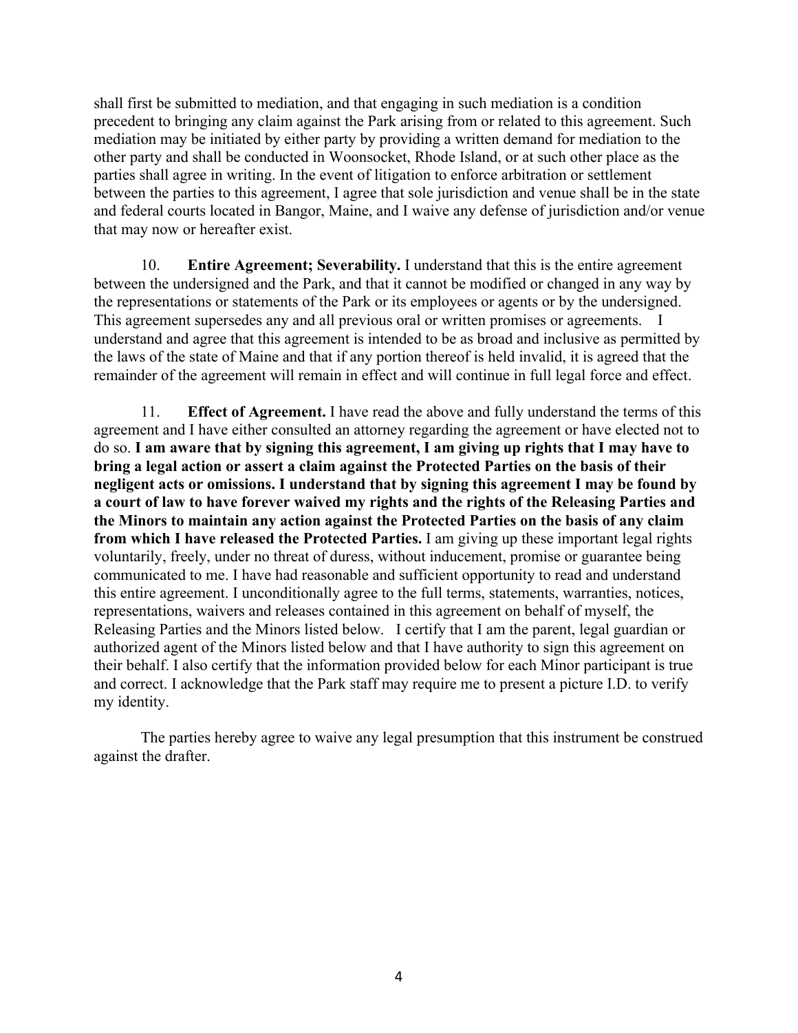shall first be submitted to mediation, and that engaging in such mediation is a condition precedent to bringing any claim against the Park arising from or related to this agreement. Such mediation may be initiated by either party by providing a written demand for mediation to the other party and shall be conducted in Woonsocket, Rhode Island, or at such other place as the parties shall agree in writing. In the event of litigation to enforce arbitration or settlement between the parties to this agreement, I agree that sole jurisdiction and venue shall be in the state and federal courts located in Bangor, Maine, and I waive any defense of jurisdiction and/or venue that may now or hereafter exist.

10. **Entire Agreement; Severability.** I understand that this is the entire agreement between the undersigned and the Park, and that it cannot be modified or changed in any way by the representations or statements of the Park or its employees or agents or by the undersigned. This agreement supersedes any and all previous oral or written promises or agreements. I understand and agree that this agreement is intended to be as broad and inclusive as permitted by the laws of the state of Maine and that if any portion thereof is held invalid, it is agreed that the remainder of the agreement will remain in effect and will continue in full legal force and effect.

11. **Effect of Agreement.** I have read the above and fully understand the terms of this agreement and I have either consulted an attorney regarding the agreement or have elected not to do so. **I am aware that by signing this agreement, I am giving up rights that I may have to bring a legal action or assert a claim against the Protected Parties on the basis of their negligent acts or omissions. I understand that by signing this agreement I may be found by a court of law to have forever waived my rights and the rights of the Releasing Parties and the Minors to maintain any action against the Protected Parties on the basis of any claim from which I have released the Protected Parties.** I am giving up these important legal rights voluntarily, freely, under no threat of duress, without inducement, promise or guarantee being communicated to me. I have had reasonable and sufficient opportunity to read and understand this entire agreement. I unconditionally agree to the full terms, statements, warranties, notices, representations, waivers and releases contained in this agreement on behalf of myself, the Releasing Parties and the Minors listed below. I certify that I am the parent, legal guardian or authorized agent of the Minors listed below and that I have authority to sign this agreement on their behalf. I also certify that the information provided below for each Minor participant is true and correct. I acknowledge that the Park staff may require me to present a picture I.D. to verify my identity.

The parties hereby agree to waive any legal presumption that this instrument be construed against the drafter.